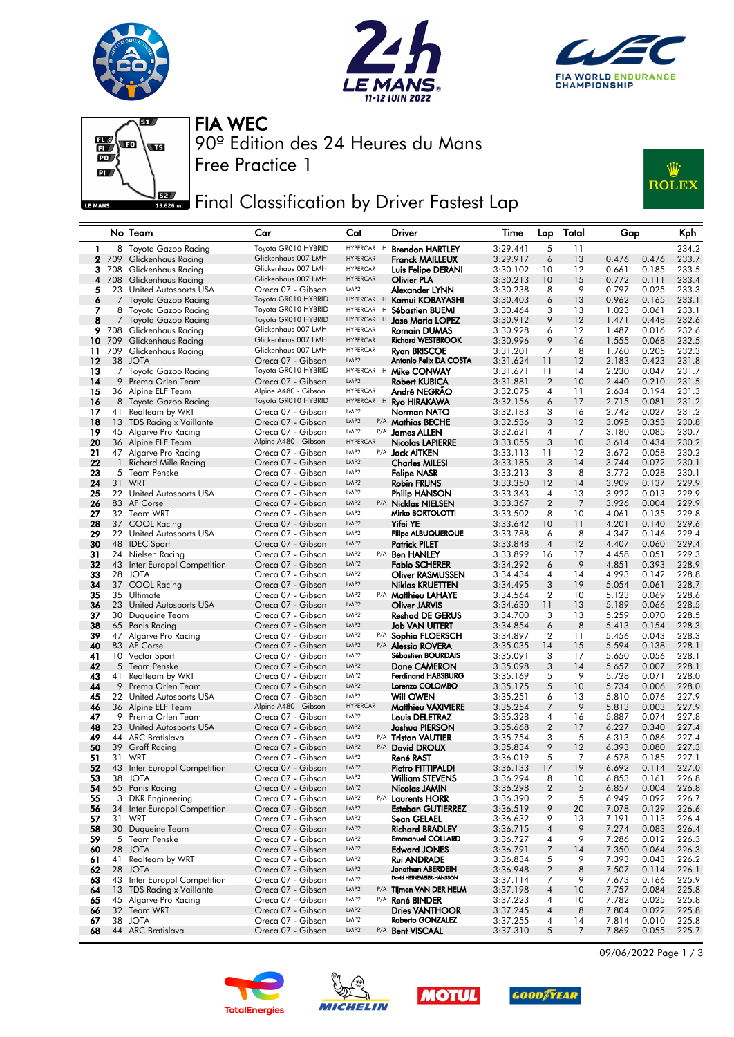# FIA WEC

## 90º Edition des 24 Heures du Mans

## Free Practice 1

## Final Classification by Driver Fastest Lap

| | No | Team | Car | Cat | | Driver | Time | Lap | Total | Gap | | Kph |
|---|---|---|---|---|---|---|---|---|---|---|---|---|
| 1 | 8 | Toyota Gazoo Racing | Toyota GR010 HYBRID | HYPERCAR | H | Brendon HARTLEY | 3:29.441 | 5 | 11 | | | 234.2 |
| 2 | 709 | Glickenhaus Racing | Glickenhaus 007 LMH | HYPERCAR | | Franck MAILLEUX | 3:29.917 | 6 | 13 | 0.476 | 0.476 | 233.7 |
| 3 | 708 | Glickenhaus Racing | Glickenhaus 007 LMH | HYPERCAR | | Luis Felipe DERANI | 3:30.102 | 10 | 12 | 0.661 | 0.185 | 233.5 |
| 4 | 708 | Glickenhaus Racing | Glickenhaus 007 LMH | HYPERCAR | | Olivier PLA | 3:30.213 | 10 | 15 | 0.772 | 0.111 | 233.4 |
| 5 | 23 | United Autosports USA | Oreca 07 - Gibson | LMP2 | | Alexander LYNN | 3:30.238 | 8 | 9 | 0.797 | 0.025 | 233.3 |
| 6 | 7 | Toyota Gazoo Racing | Toyota GR010 HYBRID | HYPERCAR | H | Kamui KOBAYASHI | 3:30.403 | 6 | 13 | 0.962 | 0.165 | 233.1 |
| 7 | 8 | Toyota Gazoo Racing | Toyota GR010 HYBRID | HYPERCAR | H | Sébastien BUEMI | 3:30.464 | 3 | 13 | 1.023 | 0.061 | 233.1 |
| 8 | 7 | Toyota Gazoo Racing | Toyota GR010 HYBRID | HYPERCAR | H | Jose Maria LOPEZ | 3:30.912 | 9 | 12 | 1.471 | 0.448 | 232.6 |
| 9 | 708 | Glickenhaus Racing | Glickenhaus 007 LMH | HYPERCAR | | Romain DUMAS | 3:30.928 | 6 | 12 | 1.487 | 0.016 | 232.6 |
| 10 | 709 | Glickenhaus Racing | Glickenhaus 007 LMH | HYPERCAR | | Richard WESTBROOK | 3:30.996 | 9 | 16 | 1.555 | 0.068 | 232.5 |
| 11 | 709 | Glickenhaus Racing | Glickenhaus 007 LMH | HYPERCAR | | Ryan BRISCOE | 3:31.201 | 7 | 8 | 1.760 | 0.205 | 232.3 |
| 12 | 38 | JOTA | Oreca 07 - Gibson | LMP2 | | Antonio Felix DA COSTA | 3:31.624 | 11 | 12 | 2.183 | 0.423 | 231.8 |
| 13 | 7 | Toyota Gazoo Racing | Toyota GR010 HYBRID | HYPERCAR | H | Mike CONWAY | 3:31.671 | 11 | 14 | 2.230 | 0.047 | 231.7 |
| 14 | 9 | Prema Orlen Team | Oreca 07 - Gibson | LMP2 | | Robert KUBICA | 3:31.881 | 2 | 10 | 2.440 | 0.210 | 231.5 |
| 15 | 36 | Alpine ELF Team | Alpine A480 - Gibson | HYPERCAR | | André NEGRÃO | 3:32.075 | 4 | 11 | 2.634 | 0.194 | 231.3 |
| 16 | 8 | Toyota Gazoo Racing | Toyota GR010 HYBRID | HYPERCAR | H | Ryo HIRAKAWA | 3:32.156 | 6 | 17 | 2.715 | 0.081 | 231.2 |
| 17 | 41 | Realteam by WRT | Oreca 07 - Gibson | LMP2 | | Norman NATO | 3:32.183 | 3 | 16 | 2.742 | 0.027 | 231.2 |
| 18 | 13 | TDS Racing x Vaillante | Oreca 07 - Gibson | LMP2 | P/A | Mathias BECHE | 3:32.536 | 3 | 12 | 3.095 | 0.353 | 230.8 |
| 19 | 45 | Algarve Pro Racing | Oreca 07 - Gibson | LMP2 | P/A | James ALLEN | 3:32.621 | 4 | 7 | 3.180 | 0.085 | 230.7 |
| 20 | 36 | Alpine ELF Team | Alpine A480 - Gibson | HYPERCAR | | Nicolas LAPIERRE | 3:33.055 | 3 | 10 | 3.614 | 0.434 | 230.2 |
| 21 | 47 | Algarve Pro Racing | Oreca 07 - Gibson | LMP2 | P/A | Jack AITKEN | 3:33.113 | 11 | 12 | 3.672 | 0.058 | 230.2 |
| 22 | 1 | Richard Mille Racing | Oreca 07 - Gibson | LMP2 | | Charles MILESI | 3:33.185 | 3 | 14 | 3.744 | 0.072 | 230.1 |
| 23 | 5 | Team Penske | Oreca 07 - Gibson | LMP2 | | Felipe NASR | 3:33.213 | 3 | 8 | 3.772 | 0.028 | 230.1 |
| 24 | 31 | WRT | Oreca 07 - Gibson | LMP2 | | Robin FRIJNS | 3:33.350 | 12 | 14 | 3.909 | 0.137 | 229.9 |
| 25 | 22 | United Autosports USA | Oreca 07 - Gibson | LMP2 | | Philip HANSON | 3:33.363 | 4 | 13 | 3.922 | 0.013 | 229.9 |
| 26 | 83 | AF Corse | Oreca 07 - Gibson | LMP2 | P/A | Nicklas NIELSEN | 3:33.367 | 2 | 7 | 3.926 | 0.004 | 229.9 |
| 27 | 32 | Team WRT | Oreca 07 - Gibson | LMP2 | | Mirko BORTOLOTTI | 3:33.502 | 8 | 10 | 4.061 | 0.135 | 229.8 |
| 28 | 37 | COOL Racing | Oreca 07 - Gibson | LMP2 | | Yifei YE | 3:33.642 | 10 | 11 | 4.201 | 0.140 | 229.6 |
| 29 | 22 | United Autosports USA | Oreca 07 - Gibson | LMP2 | | Filipe ALBUQUERQUE | 3:33.788 | 6 | 8 | 4.347 | 0.146 | 229.4 |
| 30 | 48 | IDEC Sport | Oreca 07 - Gibson | LMP2 | | Patrick PILET | 3:33.848 | 4 | 12 | 4.407 | 0.060 | 229.4 |
| 31 | 24 | Nielsen Racing | Oreca 07 - Gibson | LMP2 | P/A | Ben HANLEY | 3:33.899 | 16 | 17 | 4.458 | 0.051 | 229.3 |
| 32 | 43 | Inter Europol Competition | Oreca 07 - Gibson | LMP2 | | Fabio SCHERER | 3:34.292 | 6 | 9 | 4.851 | 0.393 | 228.9 |
| 33 | 28 | JOTA | Oreca 07 - Gibson | LMP2 | | Oliver RASMUSSEN | 3:34.434 | 4 | 14 | 4.993 | 0.142 | 228.8 |
| 34 | 37 | COOL Racing | Oreca 07 - Gibson | LMP2 | | Niklas KRUETTEN | 3:34.495 | 3 | 19 | 5.054 | 0.061 | 228.7 |
| 35 | 35 | Ultimate | Oreca 07 - Gibson | LMP2 | P/A | Matthieu LAHAYE | 3:34.564 | 2 | 10 | 5.123 | 0.069 | 228.6 |
| 36 | 23 | United Autosports USA | Oreca 07 - Gibson | LMP2 | | Oliver JARVIS | 3:34.630 | 11 | 13 | 5.189 | 0.066 | 228.5 |
| 37 | 30 | Duqueine Team | Oreca 07 - Gibson | LMP2 | | Reshad DE GERUS | 3:34.700 | 3 | 13 | 5.259 | 0.070 | 228.5 |
| 38 | 65 | Panis Racing | Oreca 07 - Gibson | LMP2 | | Job VAN UITERT | 3:34.854 | 6 | 8 | 5.413 | 0.154 | 228.3 |
| 39 | 47 | Algarve Pro Racing | Oreca 07 - Gibson | LMP2 | P/A | Sophia FLOERSCH | 3:34.897 | 2 | 11 | 5.456 | 0.043 | 228.3 |
| 40 | 83 | AF Corse | Oreca 07 - Gibson | LMP2 | P/A | Alessio ROVERA | 3:35.035 | 14 | 15 | 5.594 | 0.138 | 228.1 |
| 41 | 10 | Vector Sport | Oreca 07 - Gibson | LMP2 | | Sébastien BOURDAIS | 3:35.091 | 3 | 17 | 5.650 | 0.056 | 228.1 |
| 42 | 5 | Team Penske | Oreca 07 - Gibson | LMP2 | | Dane CAMERON | 3:35.098 | 3 | 14 | 5.657 | 0.007 | 228.1 |
| 43 | 41 | Realteam by WRT | Oreca 07 - Gibson | LMP2 | | Ferdinand HABSBURG | 3:35.169 | 5 | 9 | 5.728 | 0.071 | 228.0 |
| 44 | 9 | Prema Orlen Team | Oreca 07 - Gibson | LMP2 | | Lorenzo COLOMBO | 3:35.175 | 5 | 10 | 5.734 | 0.006 | 228.0 |
| 45 | 22 | United Autosports USA | Oreca 07 - Gibson | LMP2 | | Will OWEN | 3:35.251 | 6 | 13 | 5.810 | 0.076 | 227.9 |
| 46 | 36 | Alpine ELF Team | Alpine A480 - Gibson | HYPERCAR | | Matthieu VAXIVIERE | 3:35.254 | 7 | 9 | 5.813 | 0.003 | 227.9 |
| 47 | 9 | Prema Orlen Team | Oreca 07 - Gibson | LMP2 | | Louis DELETRAZ | 3:35.328 | 4 | 16 | 5.887 | 0.074 | 227.8 |
| 48 | 23 | United Autosports USA | Oreca 07 - Gibson | LMP2 | | Joshua PIERSON | 3:35.668 | 2 | 17 | 6.227 | 0.340 | 227.4 |
| 49 | 44 | ARC Bratislava | Oreca 07 - Gibson | LMP2 | P/A | Tristan VAUTIER | 3:35.754 | 3 | 5 | 6.313 | 0.086 | 227.4 |
| 50 | 39 | Graff Racing | Oreca 07 - Gibson | LMP2 | P/A | David DROUX | 3:35.834 | 9 | 12 | 6.393 | 0.080 | 227.3 |
| 51 | 31 | WRT | Oreca 07 - Gibson | LMP2 | | René RAST | 3:36.019 | 5 | 7 | 6.578 | 0.185 | 227.1 |
| 52 | 43 | Inter Europol Competition | Oreca 07 - Gibson | LMP2 | | Pietro FITTIPALDI | 3:36.133 | 17 | 19 | 6.692 | 0.114 | 227.0 |
| 53 | 38 | JOTA | Oreca 07 - Gibson | LMP2 | | William STEVENS | 3:36.294 | 8 | 10 | 6.853 | 0.161 | 226.8 |
| 54 | 65 | Panis Racing | Oreca 07 - Gibson | LMP2 | | Nicolas JAMIN | 3:36.298 | 2 | 5 | 6.857 | 0.004 | 226.8 |
| 55 | 3 | DKR Engineering | Oreca 07 - Gibson | LMP2 | P/A | Laurents HORR | 3:36.390 | 2 | 5 | 6.949 | 0.092 | 226.7 |
| 56 | 34 | Inter Europol Competition | Oreca 07 - Gibson | LMP2 | | Esteban GUTIERREZ | 3:36.519 | 9 | 20 | 7.078 | 0.129 | 226.6 |
| 57 | 31 | WRT | Oreca 07 - Gibson | LMP2 | | Sean GELAEL | 3:36.632 | 9 | 13 | 7.191 | 0.113 | 226.4 |
| 58 | 30 | Duqueine Team | Oreca 07 - Gibson | LMP2 | | Richard BRADLEY | 3:36.715 | 4 | 9 | 7.274 | 0.083 | 226.4 |
| 59 | 5 | Team Penske | Oreca 07 - Gibson | LMP2 | | Emmanuel COLLARD | 3:36.727 | 4 | 9 | 7.286 | 0.012 | 226.3 |
| 60 | 28 | JOTA | Oreca 07 - Gibson | LMP2 | | Edward JONES | 3:36.791 | 7 | 14 | 7.350 | 0.064 | 226.3 |
| 61 | 41 | Realteam by WRT | Oreca 07 - Gibson | LMP2 | | Rui ANDRADE | 3:36.834 | 5 | 9 | 7.393 | 0.043 | 226.2 |
| 62 | 28 | JOTA | Oreca 07 - Gibson | LMP2 | | Jonathan ABERDEIN | 3:36.948 | 2 | 8 | 7.507 | 0.114 | 226.1 |
| 63 | 43 | Inter Europol Competition | Oreca 07 - Gibson | LMP2 | | David HEINEMEIER-HANSSON | 3:37.114 | 7 | 9 | 7.673 | 0.166 | 225.9 |
| 64 | 13 | TDS Racing x Vaillante | Oreca 07 - Gibson | LMP2 | P/A | Tijmen VAN DER HELM | 3:37.198 | 4 | 10 | 7.757 | 0.084 | 225.8 |
| 65 | 45 | Algarve Pro Racing | Oreca 07 - Gibson | LMP2 | P/A | René BINDER | 3:37.223 | 4 | 10 | 7.782 | 0.025 | 225.8 |
| 66 | 32 | Team WRT | Oreca 07 - Gibson | LMP2 | | Dries VANTHOOR | 3:37.245 | 4 | 8 | 7.804 | 0.022 | 225.8 |
| 67 | 38 | JOTA | Oreca 07 - Gibson | LMP2 | | Roberto GONZALEZ | 3:37.255 | 4 | 14 | 7.814 | 0.010 | 225.8 |
| 68 | 44 | ARC Bratislava | Oreca 07 - Gibson | LMP2 | P/A | Bent VISCAAL | 3:37.310 | 5 | 7 | 7.869 | 0.055 | 225.7 |

09/06/2022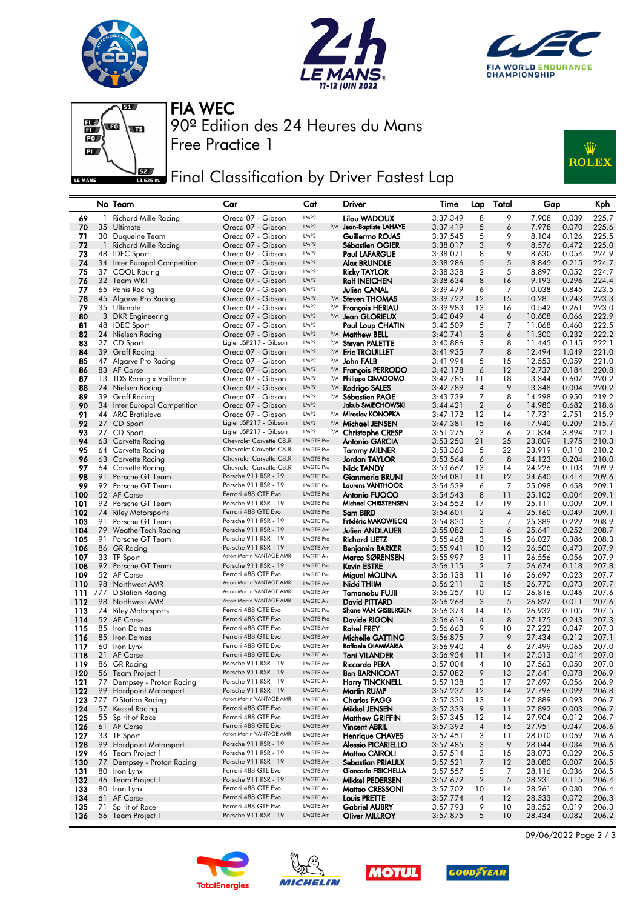# FIA WEC

## 90º Edition des 24 Heures du Mans

## Free Practice 1

## Final Classification by Driver Fastest Lap

| | No | Team | Car | Cat | | Driver | Time | Lap | Total | Gap | | Kph |
|---|---|---|---|---|---|---|---|---|---|---|---|---|
| 69 | 1 | Richard Mille Racing | Oreca 07 - Gibson | LMP2 | | Lilou WADOUX | 3:37.349 | 8 | 9 | 7.908 | 0.039 | 225.7 |
| 70 | 35 | Ultimate | Oreca 07 - Gibson | LMP2 | P/A | Jean-Baptiste LAHAYE | 3:37.419 | 5 | 6 | 7.978 | 0.070 | 225.6 |
| 71 | 30 | Duqueine Team | Oreca 07 - Gibson | LMP2 | | Guillermo ROJAS | 3:37.545 | 5 | 9 | 8.104 | 0.126 | 225.5 |
| 72 | 1 | Richard Mille Racing | Oreca 07 - Gibson | LMP2 | | Sébastien OGIER | 3:38.017 | 3 | 9 | 8.576 | 0.472 | 225.0 |
| 73 | 48 | IDEC Sport | Oreca 07 - Gibson | LMP2 | | Paul LAFARGUE | 3:38.071 | 8 | 9 | 8.630 | 0.054 | 224.9 |
| 74 | 34 | Inter Europol Competition | Oreca 07 - Gibson | LMP2 | | Alex BRUNDLE | 3:38.286 | 5 | 5 | 8.845 | 0.215 | 224.7 |
| 75 | 37 | COOL Racing | Oreca 07 - Gibson | LMP2 | | Ricky TAYLOR | 3:38.338 | 2 | 5 | 8.897 | 0.052 | 224.7 |
| 76 | 32 | Team WRT | Oreca 07 - Gibson | LMP2 | | Rolf INEICHEN | 3:38.634 | 8 | 16 | 9.193 | 0.296 | 224.4 |
| 77 | 65 | Panis Racing | Oreca 07 - Gibson | LMP2 | | Julien CANAL | 3:39.479 | 6 | 7 | 10.038 | 0.845 | 223.5 |
| 78 | 45 | Algarve Pro Racing | Oreca 07 - Gibson | LMP2 | P/A | Steven THOMAS | 3:39.722 | 12 | 15 | 10.281 | 0.243 | 223.3 |
| 79 | 35 | Ultimate | Oreca 07 - Gibson | LMP2 | P/A | François HERIAU | 3:39.983 | 13 | 16 | 10.542 | 0.261 | 223.0 |
| 80 | 3 | DKR Engineering | Oreca 07 - Gibson | LMP2 | P/A | Jean GLORIEUX | 3:40.049 | 4 | 6 | 10.608 | 0.066 | 222.9 |
| 81 | 48 | IDEC Sport | Oreca 07 - Gibson | LMP2 | | Paul Loup CHATIN | 3:40.509 | 5 | 7 | 11.068 | 0.460 | 222.5 |
| 82 | 24 | Nielsen Racing | Oreca 07 - Gibson | LMP2 | P/A | Matthew BELL | 3:40.741 | 3 | 6 | 11.300 | 0.232 | 222.2 |
| 83 | 27 | CD Sport | Ligier JSP217 - Gibson | LMP2 | P/A | Steven PALETTE | 3:40.886 | 3 | 8 | 11.445 | 0.145 | 222.1 |
| 84 | 39 | Graff Racing | Oreca 07 - Gibson | LMP2 | P/A | Eric TROUILLET | 3:41.935 | 7 | 8 | 12.494 | 1.049 | 221.0 |
| 85 | 47 | Algarve Pro Racing | Oreca 07 - Gibson | LMP2 | P/A | John FALB | 3:41.994 | 5 | 15 | 12.553 | 0.059 | 221.0 |
| 86 | 83 | AF Corse | Oreca 07 - Gibson | LMP2 | P/A | François PERRODO | 3:42.178 | 6 | 12 | 12.737 | 0.184 | 220.8 |
| 87 | 13 | TDS Racing x Vaillante | Oreca 07 - Gibson | LMP2 | P/A | Philippe CIMADOMO | 3:42.785 | 11 | 18 | 13.344 | 0.607 | 220.2 |
| 88 | 24 | Nielsen Racing | Oreca 07 - Gibson | LMP2 | P/A | Rodrigo SALES | 3:42.789 | 4 | 9 | 13.348 | 0.004 | 220.2 |
| 89 | 39 | Graff Racing | Oreca 07 - Gibson | LMP2 | P/A | Sébastien PAGE | 3:43.739 | 7 | 8 | 14.298 | 0.950 | 219.2 |
| 90 | 34 | Inter Europol Competition | Oreca 07 - Gibson | LMP2 | | Jakub SMIECHOWSKI | 3:44.421 | 2 | 6 | 14.980 | 0.682 | 218.6 |
| 91 | 44 | ARC Bratislava | Oreca 07 - Gibson | LMP2 | P/A | Miroslav KONOPKA | 3:47.172 | 12 | 14 | 17.731 | 2.751 | 215.9 |
| 92 | 27 | CD Sport | Ligier JSP217 - Gibson | LMP2 | P/A | Michael JENSEN | 3:47.381 | 15 | 16 | 17.940 | 0.209 | 215.7 |
| 93 | 27 | CD Sport | Ligier JSP217 - Gibson | LMP2 | P/A | Christophe CRESP | 3:51.275 | 3 | 6 | 21.834 | 3.894 | 212.1 |
| 94 | 63 | Corvette Racing | Chevrolet Corvette C8.R | LMGTE Pro | | Antonio GARCIA | 3:53.250 | 21 | 25 | 23.809 | 1.975 | 210.3 |
| 95 | 64 | Corvette Racing | Chevrolet Corvette C8.R | LMGTE Pro | | Tommy MILNER | 3:53.360 | 5 | 22 | 23.919 | 0.110 | 210.2 |
| 96 | 63 | Corvette Racing | Chevrolet Corvette C8.R | LMGTE Pro | | Jordan TAYLOR | 3:53.564 | 6 | 8 | 24.123 | 0.204 | 210.0 |
| 97 | 64 | Corvette Racing | Chevrolet Corvette C8.R | LMGTE Pro | | Nick TANDY | 3:53.667 | 13 | 14 | 24.226 | 0.103 | 209.9 |
| 98 | 91 | Porsche GT Team | Porsche 911 RSR - 19 | LMGTE Pro | | Gianmaria BRUNI | 3:54.081 | 11 | 12 | 24.640 | 0.414 | 209.6 |
| 99 | 92 | Porsche GT Team | Porsche 911 RSR - 19 | LMGTE Pro | | Laurens VANTHOOR | 3:54.539 | 6 | 7 | 25.098 | 0.458 | 209.1 |
| 100 | 52 | AF Corse | Ferrari 488 GTE Evo | LMGTE Pro | | Antonio FUOCO | 3:54.543 | 8 | 11 | 25.102 | 0.004 | 209.1 |
| 101 | 92 | Porsche GT Team | Porsche 911 RSR - 19 | LMGTE Pro | | Michael CHRISTENSEN | 3:54.552 | 17 | 19 | 25.111 | 0.009 | 209.1 |
| 102 | 74 | Riley Motorsports | Ferrari 488 GTE Evo | LMGTE Pro | | Sam BIRD | 3:54.601 | 2 | 4 | 25.160 | 0.049 | 209.1 |
| 103 | 91 | Porsche GT Team | Porsche 911 RSR - 19 | LMGTE Pro | | Frédéric MAKOWIECKI | 3:54.830 | 3 | 7 | 25.389 | 0.229 | 208.9 |
| 104 | 79 | WeatherTech Racing | Porsche 911 RSR - 19 | LMGTE Am | | Julien ANDLAUER | 3:55.082 | 3 | 6 | 25.641 | 0.252 | 208.7 |
| 105 | 91 | Porsche GT Team | Porsche 911 RSR - 19 | LMGTE Pro | | Richard LIETZ | 3:55.468 | 3 | 15 | 26.027 | 0.386 | 208.3 |
| 106 | 86 | GR Racing | Porsche 911 RSR - 19 | LMGTE Am | | Benjamin BARKER | 3:55.941 | 10 | 12 | 26.500 | 0.473 | 207.9 |
| 107 | 33 | TF Sport | Aston Martin VANTAGE AMR | LMGTE Am | | Marco SØRENSEN | 3:55.997 | 3 | 11 | 26.556 | 0.056 | 207.9 |
| 108 | 92 | Porsche GT Team | Porsche 911 RSR - 19 | LMGTE Pro | | Kevin ESTRE | 3:56.115 | 2 | 7 | 26.674 | 0.118 | 207.8 |
| 109 | 52 | AF Corse | Ferrari 488 GTE Evo | LMGTE Pro | | Miguel MOLINA | 3:56.138 | 11 | 16 | 26.697 | 0.023 | 207.7 |
| 110 | 98 | Northwest AMR | Aston Martin VANTAGE AMR | LMGTE Am | | Nicki THIIM | 3:56.211 | 3 | 15 | 26.770 | 0.073 | 207.7 |
| 111 | 777 | D'Station Racing | Aston Martin VANTAGE AMR | LMGTE Am | | Tomonobu FUJII | 3:56.257 | 10 | 12 | 26.816 | 0.046 | 207.6 |
| 112 | 98 | Northwest AMR | Aston Martin VANTAGE AMR | LMGTE Am | | David PITTARD | 3:56.268 | 3 | 5 | 26.827 | 0.011 | 207.6 |
| 113 | 74 | Riley Motorsports | Ferrari 488 GTE Evo | LMGTE Pro | | Shane VAN GISBERGEN | 3:56.373 | 14 | 15 | 26.932 | 0.105 | 207.5 |
| 114 | 52 | AF Corse | Ferrari 488 GTE Evo | LMGTE Pro | | Davide RIGON | 3:56.616 | 4 | 8 | 27.175 | 0.243 | 207.3 |
| 115 | 85 | Iron Dames | Ferrari 488 GTE Evo | LMGTE Am | | Rahel FREY | 3:56.663 | 9 | 10 | 27.222 | 0.047 | 207.3 |
| 116 | 85 | Iron Dames | Ferrari 488 GTE Evo | LMGTE Am | | Michelle GATTING | 3:56.875 | 7 | 9 | 27.434 | 0.212 | 207.1 |
| 117 | 60 | Iron Lynx | Ferrari 488 GTE Evo | LMGTE Am | | Raffaele GIAMMARIA | 3:56.940 | 4 | 6 | 27.499 | 0.065 | 207.0 |
| 118 | 21 | AF Corse | Ferrari 488 GTE Evo | LMGTE Am | | Toni VILANDER | 3:56.954 | 11 | 14 | 27.513 | 0.014 | 207.0 |
| 119 | 86 | GR Racing | Porsche 911 RSR - 19 | LMGTE Am | | Riccardo PERA | 3:57.004 | 4 | 10 | 27.563 | 0.050 | 207.0 |
| 120 | 56 | Team Project 1 | Porsche 911 RSR - 19 | LMGTE Am | | Ben BARNICOAT | 3:57.082 | 9 | 13 | 27.641 | 0.078 | 206.9 |
| 121 | 77 | Dempsey - Proton Racing | Porsche 911 RSR - 19 | LMGTE Am | | Harry TINCKNELL | 3:57.138 | 3 | 17 | 27.697 | 0.056 | 206.9 |
| 122 | 99 | Hardpoint Motorsport | Porsche 911 RSR - 19 | LMGTE Am | | Martin RUMP | 3:57.237 | 12 | 14 | 27.796 | 0.099 | 206.8 |
| 123 | 777 | D'Station Racing | Aston Martin VANTAGE AMR | LMGTE Am | | Charles FAGG | 3:57.330 | 13 | 14 | 27.889 | 0.093 | 206.7 |
| 124 | 57 | Kessel Racing | Ferrari 488 GTE Evo | LMGTE Am | | Mikkel JENSEN | 3:57.333 | 9 | 11 | 27.892 | 0.003 | 206.7 |
| 125 | 55 | Spirit of Race | Ferrari 488 GTE Evo | LMGTE Am | | Matthew GRIFFIN | 3:57.345 | 12 | 14 | 27.904 | 0.012 | 206.7 |
| 126 | 61 | AF Corse | Ferrari 488 GTE Evo | LMGTE Am | | Vincent ABRIL | 3:57.392 | 4 | 15 | 27.951 | 0.047 | 206.6 |
| 127 | 33 | TF Sport | Aston Martin VANTAGE AMR | LMGTE Am | | Henrique CHAVES | 3:57.451 | 3 | 11 | 28.010 | 0.059 | 206.6 |
| 128 | 99 | Hardpoint Motorsport | Porsche 911 RSR - 19 | LMGTE Am | | Alessio PICARIELLO | 3:57.485 | 3 | 9 | 28.044 | 0.034 | 206.6 |
| 129 | 46 | Team Project 1 | Porsche 911 RSR - 19 | LMGTE Am | | Matteo CAIROLI | 3:57.514 | 3 | 15 | 28.073 | 0.029 | 206.5 |
| 130 | 77 | Dempsey - Proton Racing | Porsche 911 RSR - 19 | LMGTE Am | | Sebastian PRIAULX | 3:57.521 | 7 | 12 | 28.080 | 0.007 | 206.5 |
| 131 | 80 | Iron Lynx | Ferrari 488 GTE Evo | LMGTE Am | | Giancarlo FISICHELLA | 3:57.557 | 5 | 7 | 28.116 | 0.036 | 206.5 |
| 132 | 46 | Team Project 1 | Porsche 911 RSR - 19 | LMGTE Am | | Mikkel PEDERSEN | 3:57.672 | 2 | 5 | 28.231 | 0.115 | 206.4 |
| 133 | 80 | Iron Lynx | Ferrari 488 GTE Evo | LMGTE Am | | Matteo CRESSONI | 3:57.702 | 10 | 14 | 28.261 | 0.030 | 206.4 |
| 134 | 61 | AF Corse | Ferrari 488 GTE Evo | LMGTE Am | | Louis PRETTE | 3:57.774 | 4 | 12 | 28.333 | 0.072 | 206.3 |
| 135 | 71 | Spirit of Race | Ferrari 488 GTE Evo | LMGTE Am | | Gabriel AUBRY | 3:57.793 | 9 | 10 | 28.352 | 0.019 | 206.3 |
| 136 | 56 | Team Project 1 | Porsche 911 RSR - 19 | LMGTE Am | | Oliver MILLROY | 3:57.875 | 5 | 10 | 28.434 | 0.082 | 206.2 |

09/06/2022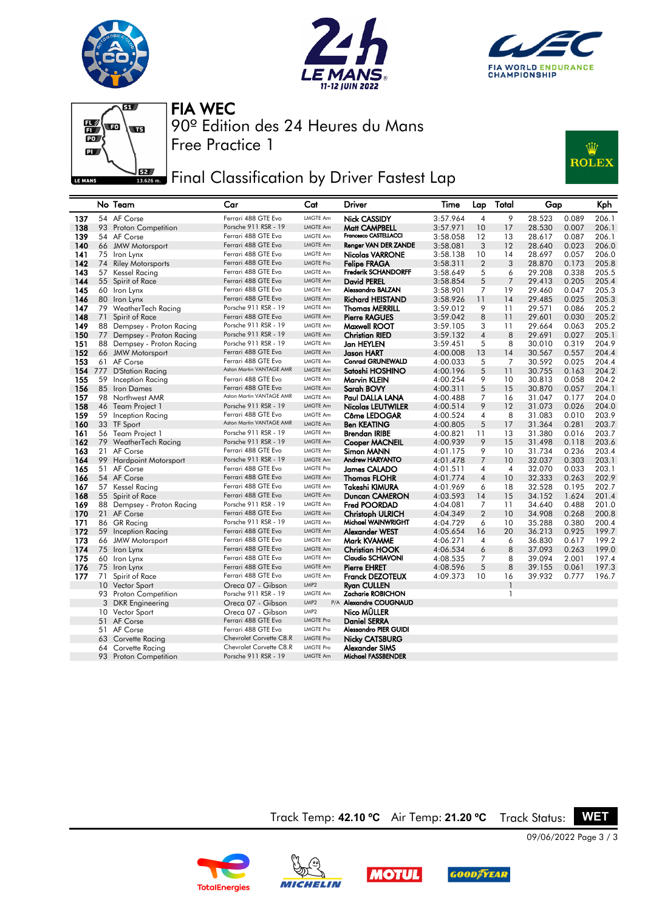# FIA WEC

## 90º Edition des 24 Heures du Mans
## Free Practice 1

## Final Classification by Driver Fastest Lap

| | No | Team | Car | Cat | Driver | Time | Lap | Total | Gap | | Kph |
|---|---|---|---|---|---|---|---|---|---|---|---|
| 137 | 54 | AF Corse | Ferrari 488 GTE Evo | LMGTE Am | Nick CASSIDY | 3:57.964 | 4 | 9 | 28.523 | 0.089 | 206.1 |
| 138 | 93 | Proton Competition | Porsche 911 RSR - 19 | LMGTE Am | Matt CAMPBELL | 3:57.971 | 10 | 17 | 28.530 | 0.007 | 206.1 |
| 139 | 54 | AF Corse | Ferrari 488 GTE Evo | LMGTE Am | Francesco CASTELLACCI | 3:58.058 | 12 | 13 | 28.617 | 0.087 | 206.1 |
| 140 | 66 | JMW Motorsport | Ferrari 488 GTE Evo | LMGTE Am | Renger VAN DER ZANDE | 3:58.081 | 3 | 12 | 28.640 | 0.023 | 206.0 |
| 141 | 75 | Iron Lynx | Ferrari 488 GTE Evo | LMGTE Am | Nicolas VARRONE | 3:58.138 | 10 | 14 | 28.697 | 0.057 | 206.0 |
| 142 | 74 | Riley Motorsports | Ferrari 488 GTE Evo | LMGTE Pro | Felipe FRAGA | 3:58.311 | 2 | 3 | 28.870 | 0.173 | 205.8 |
| 143 | 57 | Kessel Racing | Ferrari 488 GTE Evo | LMGTE Am | Frederik SCHANDORFF | 3:58.649 | 5 | 6 | 29.208 | 0.338 | 205.5 |
| 144 | 55 | Spirit of Race | Ferrari 488 GTE Evo | LMGTE Am | David PEREL | 3:58.854 | 5 | 7 | 29.413 | 0.205 | 205.4 |
| 145 | 60 | Iron Lynx | Ferrari 488 GTE Evo | LMGTE Am | Alessandro BALZAN | 3:58.901 | 7 | 19 | 29.460 | 0.047 | 205.3 |
| 146 | 80 | Iron Lynx | Ferrari 488 GTE Evo | LMGTE Am | Richard HEISTAND | 3:58.926 | 11 | 14 | 29.485 | 0.025 | 205.3 |
| 147 | 79 | WeatherTech Racing | Porsche 911 RSR - 19 | LMGTE Am | Thomas MERRILL | 3:59.012 | 9 | 11 | 29.571 | 0.086 | 205.2 |
| 148 | 71 | Spirit of Race | Ferrari 488 GTE Evo | LMGTE Am | Pierre RAGUES | 3:59.042 | 8 | 11 | 29.601 | 0.030 | 205.2 |
| 149 | 88 | Dempsey - Proton Racing | Porsche 911 RSR - 19 | LMGTE Am | Maxwell ROOT | 3:59.105 | 3 | 11 | 29.664 | 0.063 | 205.2 |
| 150 | 77 | Dempsey - Proton Racing | Porsche 911 RSR - 19 | LMGTE Am | Christian RIED | 3:59.132 | 4 | 8 | 29.691 | 0.027 | 205.1 |
| 151 | 88 | Dempsey - Proton Racing | Porsche 911 RSR - 19 | LMGTE Am | Jan HEYLEN | 3:59.451 | 5 | 8 | 30.010 | 0.319 | 204.9 |
| 152 | 66 | JMW Motorsport | Ferrari 488 GTE Evo | LMGTE Am | Jason HART | 4:00.008 | 13 | 14 | 30.567 | 0.557 | 204.4 |
| 153 | 61 | AF Corse | Ferrari 488 GTE Evo | LMGTE Am | Conrad GRUNEWALD | 4:00.033 | 5 | 7 | 30.592 | 0.025 | 204.4 |
| 154 | 777 | D'Station Racing | Aston Martin VANTAGE AMR | LMGTE Am | Satoshi HOSHINO | 4:00.196 | 5 | 11 | 30.755 | 0.163 | 204.2 |
| 155 | 59 | Inception Racing | Ferrari 488 GTE Evo | LMGTE Am | Marvin KLEIN | 4:00.254 | 9 | 10 | 30.813 | 0.058 | 204.2 |
| 156 | 85 | Iron Dames | Ferrari 488 GTE Evo | LMGTE Am | Sarah BOVY | 4:00.311 | 5 | 15 | 30.870 | 0.057 | 204.1 |
| 157 | 98 | Northwest AMR | Aston Martin VANTAGE AMR | LMGTE Am | Paul DALLA LANA | 4:00.488 | 7 | 16 | 31.047 | 0.177 | 204.0 |
| 158 | 46 | Team Project 1 | Porsche 911 RSR - 19 | LMGTE Am | Nicolas LEUTWILER | 4:00.514 | 9 | 12 | 31.073 | 0.026 | 204.0 |
| 159 | 59 | Inception Racing | Ferrari 488 GTE Evo | LMGTE Am | Côme LEDOGAR | 4:00.524 | 4 | 8 | 31.083 | 0.010 | 203.9 |
| 160 | 33 | TF Sport | Aston Martin VANTAGE AMR | LMGTE Am | Ben KEATING | 4:00.805 | 5 | 17 | 31.364 | 0.281 | 203.7 |
| 161 | 56 | Team Project 1 | Porsche 911 RSR - 19 | LMGTE Am | Brendan IRIBE | 4:00.821 | 11 | 13 | 31.380 | 0.016 | 203.7 |
| 162 | 79 | WeatherTech Racing | Porsche 911 RSR - 19 | LMGTE Am | Cooper MACNEIL | 4:00.939 | 9 | 15 | 31.498 | 0.118 | 203.6 |
| 163 | 21 | AF Corse | Ferrari 488 GTE Evo | LMGTE Am | Simon MANN | 4:01.175 | 9 | 10 | 31.734 | 0.236 | 203.4 |
| 164 | 99 | Hardpoint Motorsport | Porsche 911 RSR - 19 | LMGTE Am | Andrew HARYANTO | 4:01.478 | 7 | 10 | 32.037 | 0.303 | 203.1 |
| 165 | 51 | AF Corse | Ferrari 488 GTE Evo | LMGTE Pro | James CALADO | 4:01.511 | 4 | 4 | 32.070 | 0.033 | 203.1 |
| 166 | 54 | AF Corse | Ferrari 488 GTE Evo | LMGTE Am | Thomas FLOHR | 4:01.774 | 4 | 10 | 32.333 | 0.263 | 202.9 |
| 167 | 57 | Kessel Racing | Ferrari 488 GTE Evo | LMGTE Am | Takeshi KIMURA | 4:01.969 | 6 | 18 | 32.528 | 0.195 | 202.7 |
| 168 | 55 | Spirit of Race | Ferrari 488 GTE Evo | LMGTE Am | Duncan CAMERON | 4:03.593 | 14 | 15 | 34.152 | 1.624 | 201.4 |
| 169 | 88 | Dempsey - Proton Racing | Porsche 911 RSR - 19 | LMGTE Am | Fred POORDAD | 4:04.081 | 7 | 11 | 34.640 | 0.488 | 201.0 |
| 170 | 21 | AF Corse | Ferrari 488 GTE Evo | LMGTE Am | Christoph ULRICH | 4:04.349 | 2 | 10 | 34.908 | 0.268 | 200.8 |
| 171 | 86 | GR Racing | Porsche 911 RSR - 19 | LMGTE Am | Michael WAINWRIGHT | 4:04.729 | 6 | 10 | 35.288 | 0.380 | 200.4 |
| 172 | 59 | Inception Racing | Ferrari 488 GTE Evo | LMGTE Am | Alexander WEST | 4:05.654 | 16 | 20 | 36.213 | 0.925 | 199.7 |
| 173 | 66 | JMW Motorsport | Ferrari 488 GTE Evo | LMGTE Am | Mark KVAMME | 4:06.271 | 4 | 6 | 36.830 | 0.617 | 199.2 |
| 174 | 75 | Iron Lynx | Ferrari 488 GTE Evo | LMGTE Am | Christian HOOK | 4:06.534 | 6 | 8 | 37.093 | 0.263 | 199.0 |
| 175 | 60 | Iron Lynx | Ferrari 488 GTE Evo | LMGTE Am | Claudio SCHIAVONI | 4:08.535 | 7 | 8 | 39.094 | 2.001 | 197.4 |
| 176 | 75 | Iron Lynx | Ferrari 488 GTE Evo | LMGTE Am | Pierre EHRET | 4:08.596 | 5 | 8 | 39.155 | 0.061 | 197.3 |
| 177 | 71 | Spirit of Race | Ferrari 488 GTE Evo | LMGTE Am | Franck DEZOTEUX | 4:09.373 | 10 | 16 | 39.932 | 0.777 | 196.7 |
| | 10 | Vector Sport | Oreca 07 - Gibson | LMP2 | Ryan CULLEN | | | 1 | | | |
| | 93 | Proton Competition | Porsche 911 RSR - 19 | LMGTE Am | Zacharie ROBICHON | | | 1 | | | |
| | 3 | DKR Engineering | Oreca 07 - Gibson | LMP2 P/A | Alexandre COUGNAUD | | | | | | |
| | 10 | Vector Sport | Oreca 07 - Gibson | LMP2 | Nico MÜLLER | | | | | | |
| | 51 | AF Corse | Ferrari 488 GTE Evo | LMGTE Pro | Daniel SERRA | | | | | | |
| | 51 | AF Corse | Ferrari 488 GTE Evo | LMGTE Pro | Alessandro PIER GUIDI | | | | | | |
| | 63 | Corvette Racing | Chevrolet Corvette C8.R | LMGTE Pro | Nicky CATSBURG | | | | | | |
| | 64 | Corvette Racing | Chevrolet Corvette C8.R | LMGTE Pro | Alexander SIMS | | | | | | |
| | 93 | Proton Competition | Porsche 911 RSR - 19 | LMGTE Am | Michael FASSBENDER | | | | | | |

Track Temp: **42.10 °C** Air Temp: **21.20 °C** Track Status: **WET**

09/06/2022